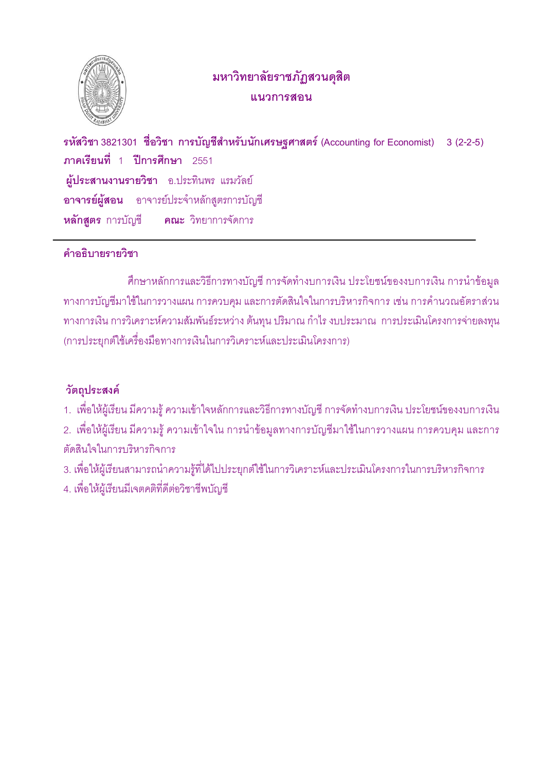# มหาวิทยาลัยราชภัฏสวนดุสิต

## แนวการสอน

**รหัสวิชา** 3821301 **ชื่อวิชา การบัญชีสำหรับนักเศรษฐศาสตร์** (Accounting for Economist) 3 (2-2-5)

**ภาคเรียนที่** 1 **ปีการศึกษา** 2551

**ผู้ประสานงานรายวิชา** อ.ประทินพร แรมวัลย์

**อาจารย์ผู้สอน** อาจารย์ประจำหลักสูตรการบัญชี

**หลักสูตร** การบัญชี **คณะ** วิทยาการจัดการ

---

### คำอธิบายรายวิชา

ศึกษาหลักการและวิธีการทางบัญชี การจัดทำงบการเงิน ประโยชน์ของงบการเงิน การนำข้อมูลทางการบัญชีมาใช้ในการวางแผน การควบคุม และการตัดสินใจในการบริหารกิจการ เช่น การคำนวณอัตราส่วนทางการเงิน การวิเคราะห์ความสัมพันธ์ระหว่าง ต้นทุน ปริมาณ กำไร งบประมาณ การประเมินโครงการจ่ายลงทุน (การประยุกต์ใช้เครื่องมือทางการเงินในการวิเคราะห์และประเมินโครงการ)

### วัตถุประสงค์

1. เพื่อให้ผู้เรียน มีความรู้ ความเข้าใจหลักการและวิธีการทางบัญชี การจัดทำงบการเงิน ประโยชน์ของงบการเงิน
2. เพื่อให้ผู้เรียน มีความรู้ ความเข้าใจใน การนำข้อมูลทางการบัญชีมาใช้ในการวางแผน การควบคุม และการตัดสินใจในการบริหารกิจการ
3. เพื่อให้ผู้เรียนสามารถนำความรู้ที่ได้ไปประยุกต์ใช้ในการวิเคราะห์และประเมินโครงการในการบริหารกิจการ
4. เพื่อให้ผู้เรียนมีเจตคติที่ดีต่อวิชาชีพบัญชี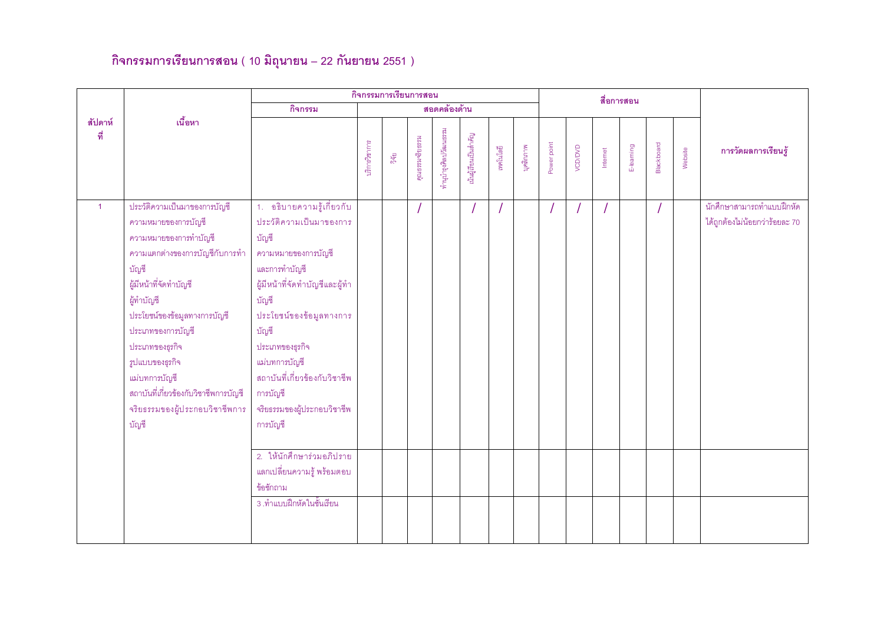## กิจกรรมการเรียนการสอน ( 10 มิถุนายน – 22 กันยายน 2551 )

| สัปดาห์ที่ | เนื้อหา | กิจกรรมการเรียนการสอน | | | | | | | | สื่อการสอน | | | | | | การวัดผลการเรียนรู้ |
|---|---|---|---|---|---|---|---|---|---|---|---|---|---|---|---|---|
| | | กิจกรรม | สอดคล้องด้าน | | | | | | | | | | | | | |
| | | | บริการวิชาการ | วิจัย | คุณธรรมจริยธรรม | ทำนุบำรุงศิลปวัฒนธรรม | เน้นผู้เรียนเป็นสำคัญ | เทคโนโลยี | บุคลิกภาพ | Power point | VCD/DVD | Internet | E-learning | Blackboard | Website | |
| 1 | ประวัติความเป็นมาของการบัญชี<br>ความหมายของการบัญชี<br>ความหมายของการทำบัญชี<br>ความแตกต่างของการบัญชีกับการทำบัญชี<br>ผู้มีหน้าที่จัดทำบัญชี<br>ผู้ทำบัญชี<br>ประโยชน์ของข้อมูลทางการบัญชี<br>ประเภทของการบัญชี<br>ประเภทของธุรกิจ<br>รูปแบบของธุรกิจ<br>แม่บทการบัญชี<br>สถาบันที่เกี่ยวข้องกับวิชาชีพการบัญชี<br>จริยธรรมของผู้ประกอบวิชาชีพการบัญชี | 1. อธิบายความรู้เกี่ยวกับประวัติความเป็นมาของการบัญชี<br>ความหมายของการบัญชีและการทำบัญชี<br>ผู้มีหน้าที่จัดทำบัญชีและผู้ทำบัญชี<br>ประโยชน์ของข้อมูลทางการบัญชี<br>ประเภทของธุรกิจ<br>แม่บทการบัญชี<br>สถาบันที่เกี่ยวข้องกับวิชาชีพการบัญชี<br>จริยธรรมของผู้ประกอบวิชาชีพการบัญชี | | | / | | / | / | | / | / | / | | / | | นักศึกษาสามารถทำแบบฝึกหัดได้ถูกต้องไม่น้อยกว่าร้อยละ 70 |
| | | 2. ให้นักศึกษาร่วมอภิปรายแลกเปลี่ยนความรู้ พร้อมตอบข้อซักถาม | | | | | | | | | | | | | | |
| | | 3 .ทำแบบฝึกหัดในชั้นเรียน | | | | | | | | | | | | | | |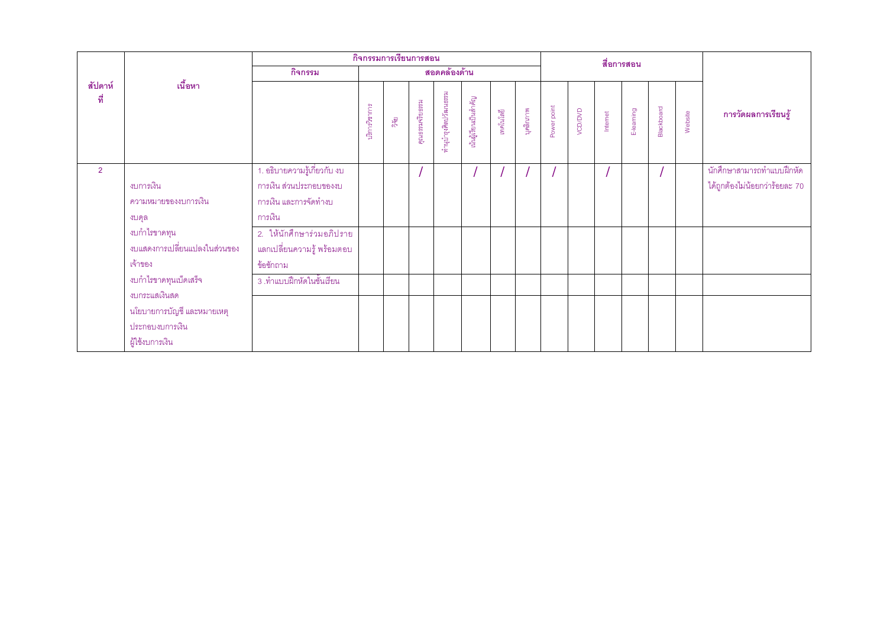| สัปดาห์ที่ | เนื้อหา | กิจกรรมการเรียนการสอน | | | | | | | | สื่อการสอน | | | | | | การวัดผลการเรียนรู้ |
|---|---|---|---|---|---|---|---|---|---|---|---|---|---|---|---|---|
| | | กิจกรรม | สอดคล้องด้าน | | | | | | | | | | | | | |
| | | | บริการวิชาการ | วิจัย | คุณธรรมจริยธรรม | ทำนุบำรุงศิลปวัฒนธรรม | เน้นผู้เรียนเป็นสำคัญ | เทคโนโลยี | บุคลิกภาพ | Power point | VCD/DVD | Internet | E-learning | Blackboard | Website | |
| 2 | งบการเงิน<br>ความหมายของงบการเงิน<br>งบดุล<br>งบกำไรขาดทุน<br>งบแสดงการเปลี่ยนแปลงในส่วนของเจ้าของ<br>งบกำไรขาดทุนเบ็ดเสร็จ<br>งบกระแสเงินสด<br>นโยบายการบัญชี และหมายเหตุประกอบงบการเงิน<br>ผู้ใช้งบการเงิน | 1. อธิบายความรู้เกี่ยวกับ งบการเงิน ส่วนประกอบของงบการเงิน และการจัดทำงบการเงิน | | | / | | / | / | / | / | | / | | / | | นักศึกษาสามารถทำแบบฝึกหัดได้ถูกต้องไม่น้อยกว่าร้อยละ 70 |
| | | 2. ให้นักศึกษาร่วมอภิปรายแลกเปลี่ยนความรู้ พร้อมตอบข้อซักถาม | | | | | | | | | | | | | | |
| | | 3 .ทำแบบฝึกหัดในชั้นเรียน | | | | | | | | | | | | | | |
| | | | | | | | | | | | | | | | | |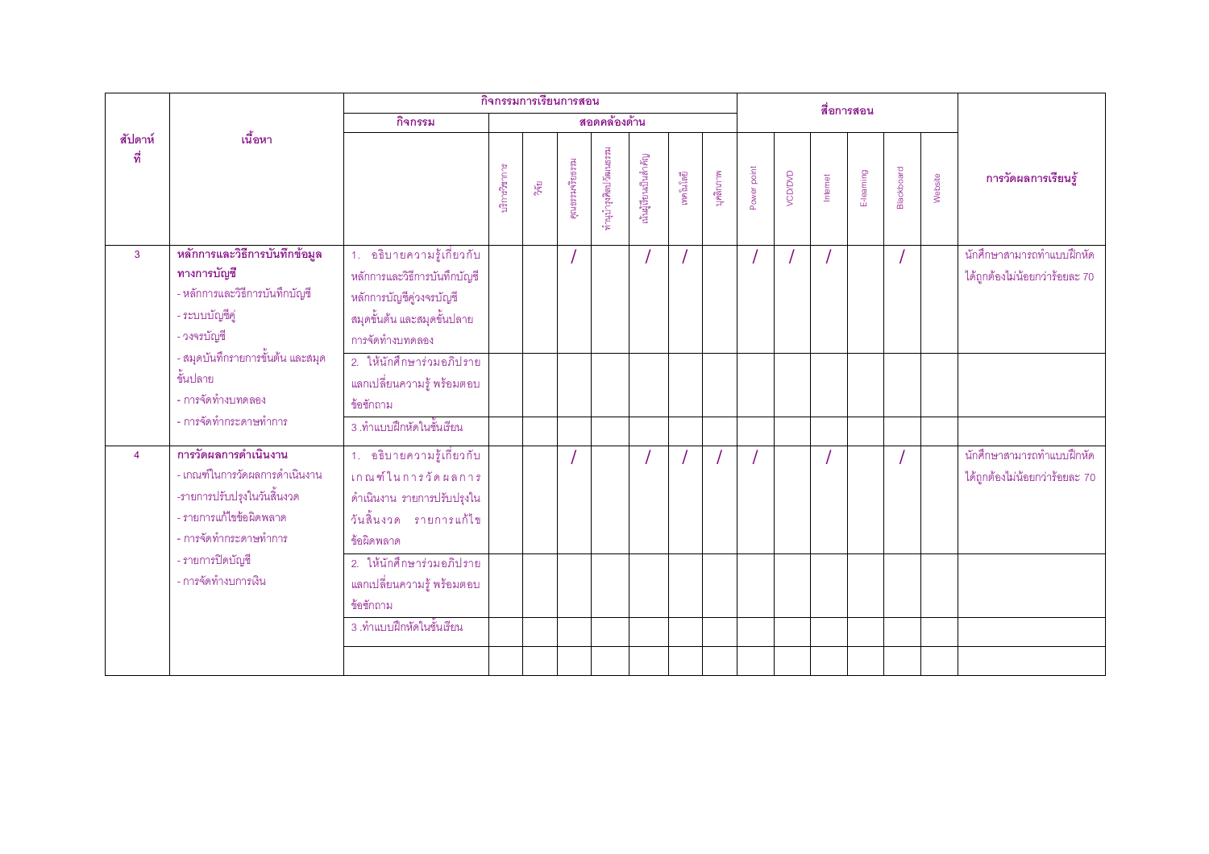| สัปดาห์ที่ | เนื้อหา | กิจกรรมการเรียนการสอน | | | | | | | | สื่อการสอน | | | | | | | การวัดผลการเรียนรู้ |
|---|---|---|---|---|---|---|---|---|---|---|---|---|---|---|---|---|---|
| | | กิจกรรม | สอดคล้องด้าน | | | | | | | | | | | | | | |
| | | | บริการวิชาการ | วิจัย | คุณธรรมจริยธรรม | ทำนุบำรุงศิลปวัฒนธรรม | เน้นผู้เรียนเป็นสำคัญ | เทคโนโลยี | บุคลิกภาพ | Power point | VCD/DVD | Internet | E-learning | Blackboard | Website | |
| 3 | **หลักการและวิธีการบันทึกข้อมูลทางการบัญชี**<br>- หลักการและวิธีการบันทึกบัญชี<br>- ระบบบัญชีคู่<br>- วงจรบัญชี<br>- สมุดบันทึกรายการขั้นต้น และสมุดขั้นปลาย<br>- การจัดทำงบทดลอง<br>- การจัดทำกระดาษทำการ | 1. อธิบายความรู้เกี่ยวกับหลักการและวิธีการบันทึกบัญชี หลักการบัญชีคู่วงจรบัญชี สมุดขั้นต้น และสมุดขั้นปลาย การจัดทำงบทดลอง | | | / | | / | / | | / | / | / | | / | | นักศึกษาสามารถทำแบบฝึกหัดได้ถูกต้องไม่น้อยกว่าร้อยละ 70 |
| | | 2. ให้นักศึกษาร่วมอภิปรายแลกเปลี่ยนความรู้ พร้อมตอบข้อซักถาม | | | | | | | | | | | | | | |
| | | 3 .ทำแบบฝึกหัดในชั้นเรียน | | | | | | | | | | | | | | |
| 4 | **การวัดผลการดำเนินงาน**<br>- เกณฑ์ในการวัดผลการดำเนินงาน<br>-รายการปรับปรุงในวันสิ้นงวด<br>- รายการแก้ไขข้อผิดพลาด<br>- การจัดทำกระดาษทำการ<br>- รายการปิดบัญชี<br>- การจัดทำงบการเงิน | 1. อธิบายความรู้เกี่ยวกับเกณฑ์ในการวัดผลการดำเนินงาน รายการปรับปรุงในวันสิ้นงวด รายการแก้ไขข้อผิดพลาด | | | / | | / | / | / | / | | / | | / | | นักศึกษาสามารถทำแบบฝึกหัดได้ถูกต้องไม่น้อยกว่าร้อยละ 70 |
| | | 2. ให้นักศึกษาร่วมอภิปรายแลกเปลี่ยนความรู้ พร้อมตอบข้อซักถาม | | | | | | | | | | | | | | |
| | | 3 .ทำแบบฝึกหัดในชั้นเรียน | | | | | | | | | | | | | | |
| | | | | | | | | | | | | | | | | |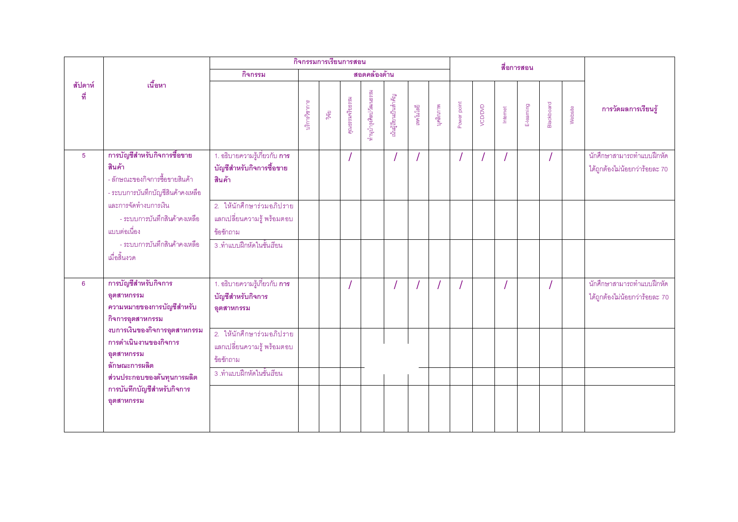| สัปดาห์ที่ | เนื้อหา | กิจกรรมการเรียนการสอน | | | | | | | | สื่อการสอน | | | | | | การวัดผลการเรียนรู้ |
|---|---|---|---|---|---|---|---|---|---|---|---|---|---|---|---|---|
| | | กิจกรรม | สอดคล้องด้าน | | | | | | | | | | | | | |
| | | | บริการวิชาการ | วิจัย | คุณธรรมจริยธรรม | ทำนุบำรุงศิลปวัฒนธรรม | เน้นผู้เรียนเป็นสำคัญ | เทคโนโลยี | บุคลิกภาพ | Power point | VCD/DVD | Internet | E-learning | Blackboard | Website | |
| 5 | **การบัญชีสำหรับกิจการซื้อขายสินค้า**<br>- ลักษณะของกิจการซื้อขายสินค้า<br>- ระบบการบันทึกบัญชีสินค้าคงเหลือและการจัดทำงบการเงิน<br>- ระบบการบันทึกสินค้าคงเหลือแบบต่อเนื่อง<br>- ระบบการบันทึกสินค้าคงเหลือเมื่อสิ้นงวด | 1. อธิบายความรู้เกี่ยวกับ **การบัญชีสำหรับกิจการซื้อขายสินค้า** | | | / | | / | / | | / | / | / | | / | | นักศึกษาสามารถทำแบบฝึกหัดได้ถูกต้องไม่น้อยกว่าร้อยละ 70 |
| | | 2. ให้นักศึกษาร่วมอภิปรายแลกเปลี่ยนความรู้ พร้อมตอบข้อซักถาม | | | | | | | | | | | | | | |
| | | 3 .ทำแบบฝึกหัดในชั้นเรียน | | | | | | | | | | | | | | |
| 6 | **การบัญชีสำหรับกิจการอุตสาหกรรม**<br>**ความหมายของการบัญชีสำหรับกิจการอุตสาหกรรม**<br>**งบการเงินของกิจการอุตสาหกรรม**<br>**การดำเนินงานของกิจการอุตสาหกรรม**<br>**ลักษณะการผลิต**<br>**ส่วนประกอบของต้นทุนการผลิต**<br>**การบันทึกบัญชีสำหรับกิจการอุตสาหกรรม** | 1. อธิบายความรู้เกี่ยวกับ **การบัญชีสำหรับกิจการอุตสาหกรรม** | | | / | | / | / | / | / | | / | | / | | นักศึกษาสามารถทำแบบฝึกหัดได้ถูกต้องไม่น้อยกว่าร้อยละ 70 |
| | | 2. ให้นักศึกษาร่วมอภิปรายแลกเปลี่ยนความรู้ พร้อมตอบข้อซักถาม | | | | | | | | | | | | | | |
| | | 3 .ทำแบบฝึกหัดในชั้นเรียน | | | | | | | | | | | | | | |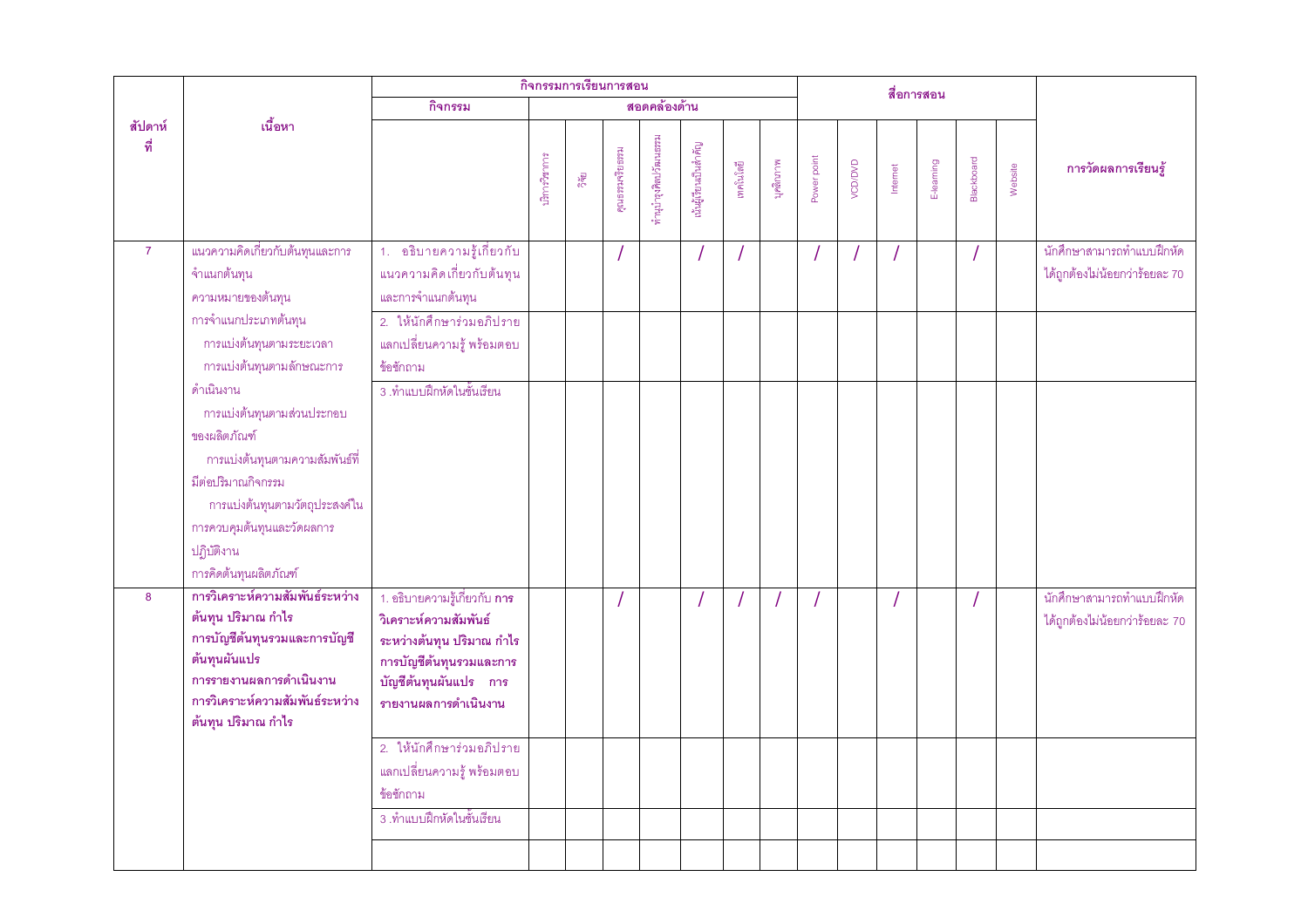| สัปดาห์ที่ | เนื้อหา | กิจกรรมการเรียนการสอน | | | | | | | | สื่อการสอน | | | | | | การวัดผลการเรียนรู้ |
|---|---|---|---|---|---|---|---|---|---|---|---|---|---|---|---|---|
| | | กิจกรรม | สอดคล้องด้าน | | | | | | | | | | | | | |
| | | | บริการวิชาการ | วิจัย | คุณธรรมจริยธรรม | ทำนุบำรุงศิลปวัฒนธรรม | เน้นผู้เรียนเป็นสำคัญ | เทคโนโลยี | บุคลิกภาพ | Power point | VCD/DVD | Internet | E-learning | Blackboard | Website | |
| 7 | แนวความคิดเกี่ยวกับต้นทุนและการจำแนกต้นทุน<br>ความหมายของต้นทุน<br>การจำแนกประเภทต้นทุน<br>การแบ่งต้นทุนตามระยะเวลา<br>การแบ่งต้นทุนตามลักษณะการดำเนินงาน<br>การแบ่งต้นทุนตามส่วนประกอบของผลิตภัณฑ์<br>การแบ่งต้นทุนตามความสัมพันธ์ที่มีต่อปริมาณกิจกรรม<br>การแบ่งต้นทุนตามวัตถุประสงค์ในการควบคุมต้นทุนและวัดผลการปฏิบัติงาน<br>การคิดต้นทุนผลิตภัณฑ์ | 1. อธิบายความรู้เกี่ยวกับแนวความคิดเกี่ยวกับต้นทุนและการจำแนกต้นทุน | | | / | | / | / | | / | / | / | | / | | นักศึกษาสามารถทำแบบฝึกหัดได้ถูกต้องไม่น้อยกว่าร้อยละ 70 |
| | | 2. ให้นักศึกษาร่วมอภิปรายแลกเปลี่ยนความรู้ พร้อมตอบข้อซักถาม | | | | | | | | | | | | | | |
| | | 3 .ทำแบบฝึกหัดในชั้นเรียน | | | | | | | | | | | | | | |
| 8 | **การวิเคราะห์ความสัมพันธ์ระหว่างต้นทุน ปริมาณ กำไร**<br>**การบัญชีต้นทุนรวมและการบัญชีต้นทุนผันแปร**<br>**การรายงานผลการดำเนินงาน**<br>**การวิเคราะห์ความสัมพันธ์ระหว่างต้นทุน ปริมาณ กำไร** | 1. อธิบายความรู้เกี่ยวกับ **การวิเคราะห์ความสัมพันธ์ระหว่างต้นทุน ปริมาณ กำไร การบัญชีต้นทุนรวมและการบัญชีต้นทุนผันแปร การรายงานผลการดำเนินงาน** | | | / | | / | / | / | / | | / | | / | | นักศึกษาสามารถทำแบบฝึกหัดได้ถูกต้องไม่น้อยกว่าร้อยละ 70 |
| | | 2. ให้นักศึกษาร่วมอภิปรายแลกเปลี่ยนความรู้ พร้อมตอบข้อซักถาม | | | | | | | | | | | | | | |
| | | 3 .ทำแบบฝึกหัดในชั้นเรียน | | | | | | | | | | | | | | |
| | | | | | | | | | | | | | | | | |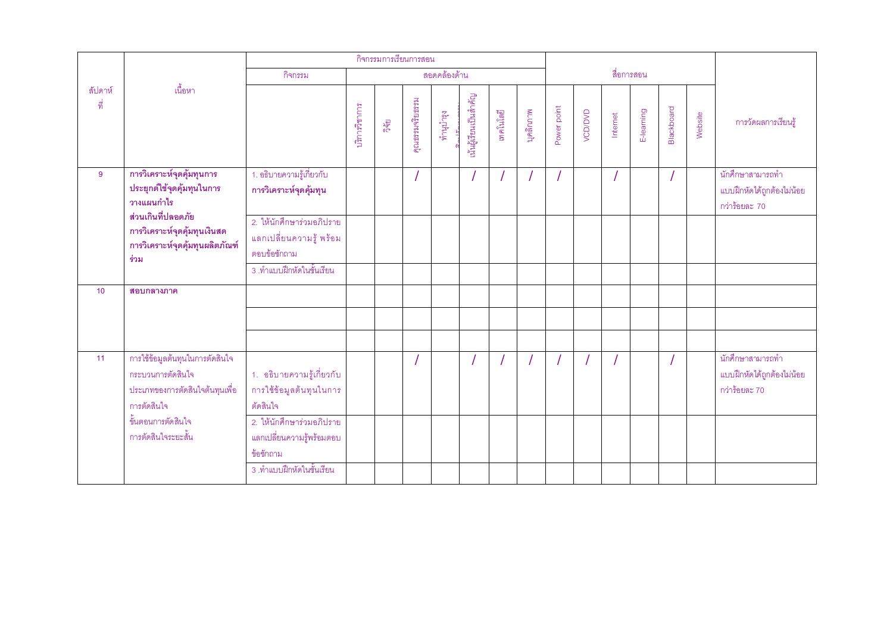| สัปดาห์ที่ | เนื้อหา | กิจกรรมการเรียนการสอน | | | | | | | | | สื่อการสอน | | | | | | | การวัดผลการเรียนรู้ |
|---|---|---|---|---|---|---|---|---|---|---|---|---|---|---|---|---|---|---|
| | | กิจกรรม | สอดคล้องด้าน | | | | | | | | | | | | | | | |
| | | | บริการวิชาการ | วิจัย | คุณธรรมจริยธรรม | ทำนุบำรุงศิลปวัฒนธรรม | เน้นผู้เรียนเป็นสำคัญ | เทคโนโลยี | บุคลิกภาพ | Power point | VCD/DVD | Internet | E-learning | Blackboard | Website | |
| 9 | **การวิเคราะห์จุดคุ้มทุนการประยุกต์ใช้จุดคุ้มทุนในการวางแผนกำไร ส่วนเกินที่ปลอดภัย การวิเคราะห์จุดคุ้มทุนเงินสด การวิเคราะห์จุดคุ้มทุนผลิตภัณฑ์ร่วม** | 1. อธิบายความรู้เกี่ยวกับ **การวิเคราะห์จุดคุ้มทุน** | | | / | | / | / | / | / | | / | | / | | นักศึกษาสามารถทำแบบฝึกหัดได้ถูกต้องไม่น้อยกว่าร้อยละ 70 |
| | | 2. ให้นักศึกษาร่วมอภิปรายแลกเปลี่ยนความรู้ พร้อมตอบข้อซักถาม | | | | | | | | | | | | | | |
| | | 3 .ทำแบบฝึกหัดในชั้นเรียน | | | | | | | | | | | | | | |
| 10 | **สอบกลางภาค** | | | | | | | | | | | | | | | |
| | | | | | | | | | | | | | | | | |
| | | | | | | | | | | | | | | | | |
| 11 | การใช้ข้อมูลต้นทุนในการตัดสินใจ กระบวนการตัดสินใจ ประเภทของการตัดสินใจต้นทุนเพื่อการตัดสินใจ ขั้นตอนการตัดสินใจ การตัดสินใจระยะสั้น | 1. อธิบายความรู้เกี่ยวกับการใช้ข้อมูลต้นทุนในการตัดสินใจ | | | / | | / | / | / | / | / | / | | / | | นักศึกษาสามารถทำแบบฝึกหัดได้ถูกต้องไม่น้อยกว่าร้อยละ 70 |
| | | 2. ให้นักศึกษาร่วมอภิปรายแลกเปลี่ยนความรู้พร้อมตอบข้อซักถาม | | | | | | | | | | | | | | |
| | | 3 .ทำแบบฝึกหัดในชั้นเรียน | | | | | | | | | | | | | | |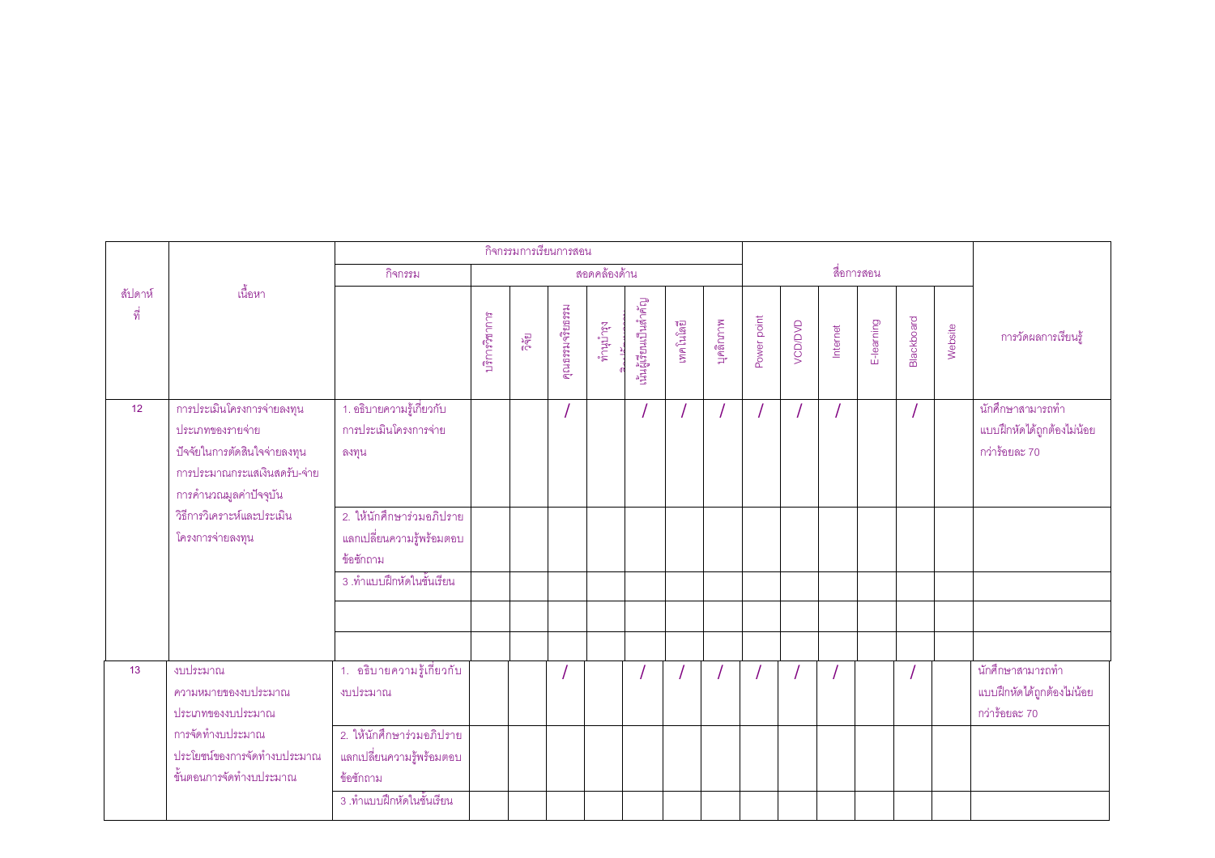| สัปดาห์ที่ | เนื้อหา | กิจกรรมการเรียนการสอน | | | | | | | | สื่อการสอน | | | | | | การวัดผลการเรียนรู้ |
|---|---|---|---|---|---|---|---|---|---|---|---|---|---|---|---|---|
| | | กิจกรรม | สอดคล้องด้าน | | | | | | | | | | | | | |
| | | | บริการวิชาการ | วิจัย | คุณธรรมจริยธรรม | ทำนุบำรุงศิลปวัฒนธรรม | เน้นผู้เรียนเป็นสำคัญ | เทคโนโลยี | บุคลิกภาพ | Power point | VCD/DVD | Internet | E-learning | Blackboard | Website | |
| 12 | การประเมินโครงการจ่ายลงทุน<br>ประเภทของรายจ่าย<br>ปัจจัยในการตัดสินใจจ่ายลงทุน<br>การประมาณกระแสเงินสดรับ-จ่าย<br>การคำนวณมูลค่าปัจจุบัน<br>วิธีการวิเคราะห์และประเมินโครงการจ่ายลงทุน | 1. อธิบายความรู้เกี่ยวกับการประเมินโครงการจ่ายลงทุน | | | / | | / | / | / | / | / | / | | / | | นักศึกษาสามารถทำแบบฝึกหัดได้ถูกต้องไม่น้อยกว่าร้อยละ 70 |
| | | 2. ให้นักศึกษาร่วมอภิปรายแลกเปลี่ยนความรู้พร้อมตอบข้อซักถาม | | | | | | | | | | | | | | |
| | | 3 .ทำแบบฝึกหัดในชั้นเรียน | | | | | | | | | | | | | | |
| | | | | | | | | | | | | | | | | |
| | | | | | | | | | | | | | | | | |
| 13 | งบประมาณ<br>ความหมายของงบประมาณ<br>ประเภทของงบประมาณ<br>การจัดทำงบประมาณ<br>ประโยชน์ของการจัดทำงบประมาณ<br>ขั้นตอนการจัดทำงบประมาณ | 1. อธิบายความรู้เกี่ยวกับงบประมาณ | | | / | | / | / | / | / | / | / | | / | | นักศึกษาสามารถทำแบบฝึกหัดได้ถูกต้องไม่น้อยกว่าร้อยละ 70 |
| | | 2. ให้นักศึกษาร่วมอภิปรายแลกเปลี่ยนความรู้พร้อมตอบข้อซักถาม | | | | | | | | | | | | | | |
| | | 3 .ทำแบบฝึกหัดในชั้นเรียน | | | | | | | | | | | | | | |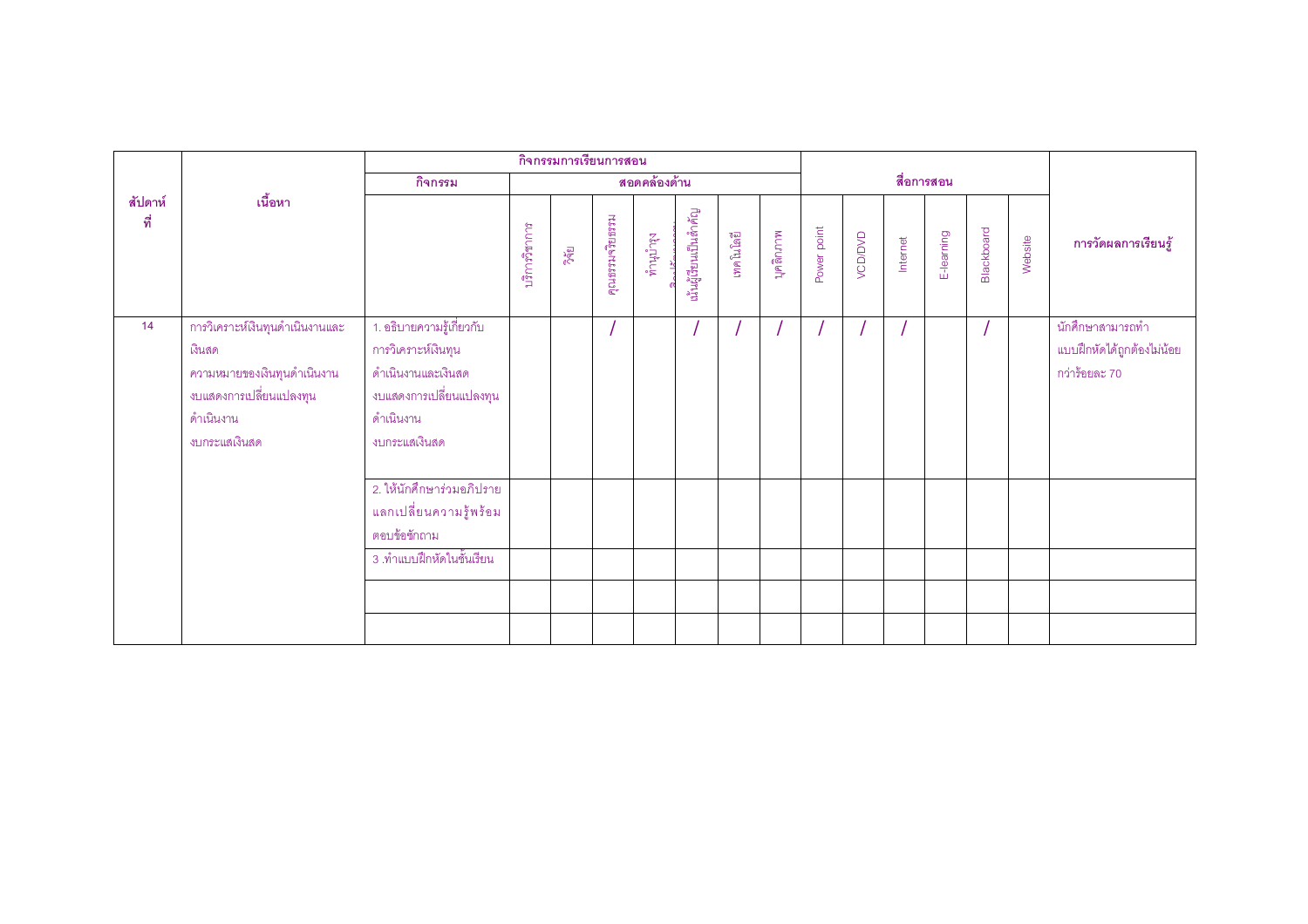| สัปดาห์ที่ | เนื้อหา | กิจกรรมการเรียนการสอน | | | | | | | | | สื่อการสอน | | | | | | การวัดผลการเรียนรู้ |
|---|---|---|---|---|---|---|---|---|---|---|---|---|---|---|---|---|---|
| | | กิจกรรม | สอดคล้องด้าน | | | | | | | | | | | | | | |
| | | | บริการวิชาการ | วิจัย | คุณธรรมจริยธรรม | ทำนุบำรุง | เน้นผู้เรียนเป็นสำคัญ | เทคโนโลยี | บุคลิกภาพ | Power point | VCD/DVD | Internet | E-learning | Blackboard | Website | | |
| 14 | การวิเคราะห์เงินทุนดำเนินงานและเงินสด<br>ความหมายของเงินทุนดำเนินงาน<br>งบแสดงการเปลี่ยนแปลงทุนดำเนินงาน<br>งบกระแสเงินสด | 1. อธิบายความรู้เกี่ยวกับการวิเคราะห์เงินทุนดำเนินงานและเงินสด งบแสดงการเปลี่ยนแปลงทุนดำเนินงาน งบกระแสเงินสด | | | / | | / | / | / | / | / | / | | / | | | นักศึกษาสามารถทำแบบฝึกหัดได้ถูกต้องไม่น้อยกว่าร้อยละ 70 |
| | | 2. ให้นักศึกษาร่วมอภิปรายแลกเปลี่ยนความรู้พร้อมตอบข้อซักถาม | | | | | | | | | | | | | | | |
| | | 3.ทำแบบฝึกหัดในชั้นเรียน | | | | | | | | | | | | | | | |
| | | | | | | | | | | | | | | | | | |
| | | | | | | | | | | | | | | | | | |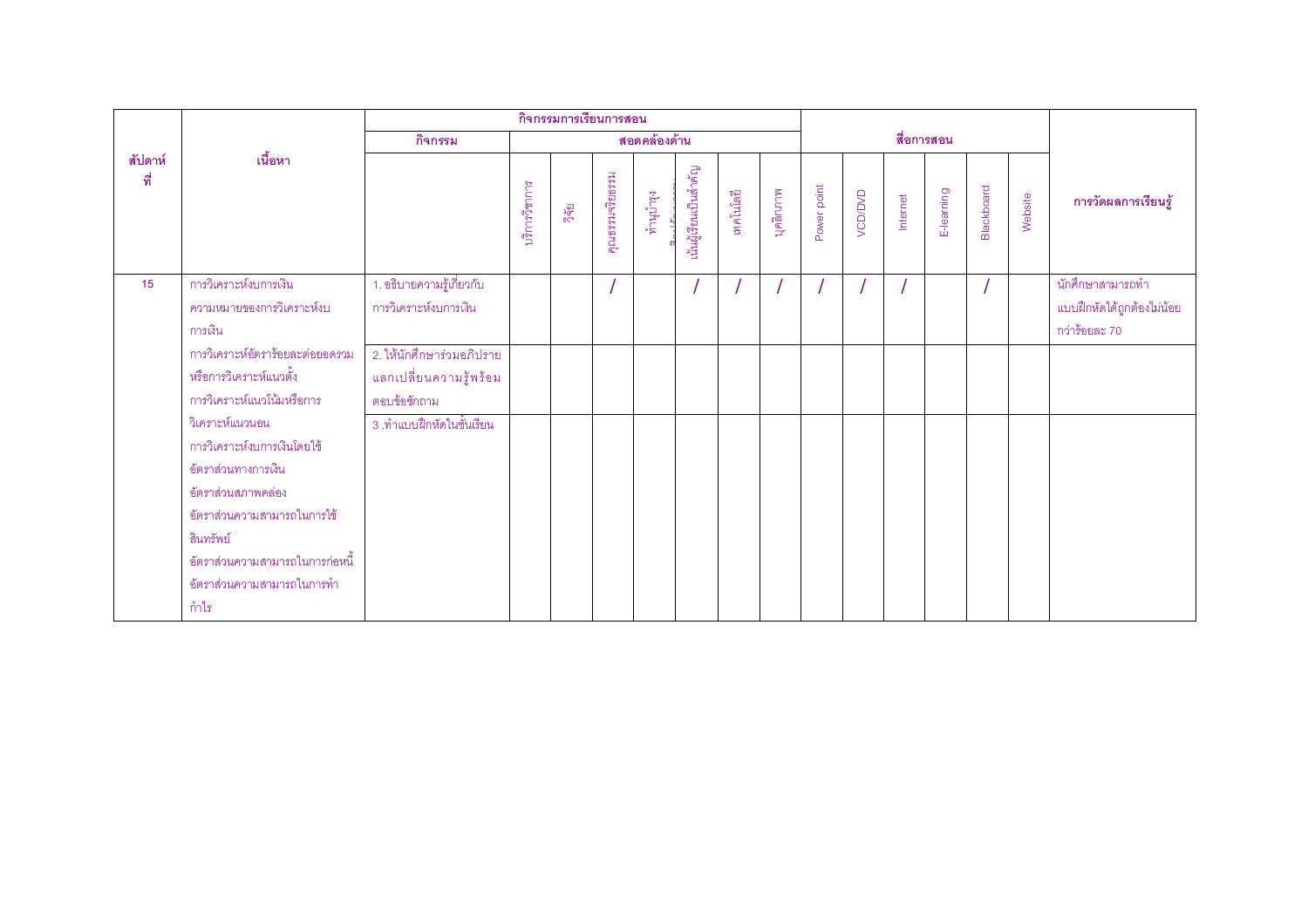| สัปดาห์ที่ | เนื้อหา | กิจกรรมการเรียนการสอน | | | | | | | | สื่อการสอน | | | | | | การวัดผลการเรียนรู้ |
|---|---|---|---|---|---|---|---|---|---|---|---|---|---|---|---|---|
| | | กิจกรรม | สอดคล้องด้าน | | | | | | | | | | | | | |
| | | | บริการวิชาการ | วิจัย | คุณธรรมจริยธรรม | ทำนุบำรุงศิลปวัฒนธรรม | เน้นผู้เรียนเป็นสำคัญ | เทคโนโลยี | บุคลิกภาพ | Power point | VCD/DVD | Internet | E-learning | Blackboard | Website | |
| 15 | การวิเคราะห์งบการเงิน<br>ความหมายของการวิเคราะห์งบการเงิน | 1. อธิบายความรู้เกี่ยวกับการวิเคราะห์งบการเงิน | | | / | | / | / | / | / | / | / | | / | | นักศึกษาสามารถทำแบบฝึกหัดได้ถูกต้องไม่น้อยกว่าร้อยละ 70 |
| | การวิเคราะห์อัตราร้อยละต่อยอดรวมหรือการวิเคราะห์แนวตั้ง<br>การวิเคราะห์แนวโน้มหรือการ | 2. ให้นักศึกษาร่วมอภิปรายแลกเปลี่ยนความรู้พร้อมตอบข้อซักถาม | | | | | | | | | | | | | | |
| | วิเคราะห์แนวนอน<br>การวิเคราะห์งบการเงินโดยใช้อัตราส่วนทางการเงิน<br>อัตราส่วนสภาพคล่อง<br>อัตราส่วนความสามารถในการใช้สินทรัพย์<br>อัตราส่วนความสามารถในการก่อหนี้<br>อัตราส่วนความสามารถในการทำกำไร | 3 .ทำแบบฝึกหัดในชั้นเรียน | | | | | | | | | | | | | | |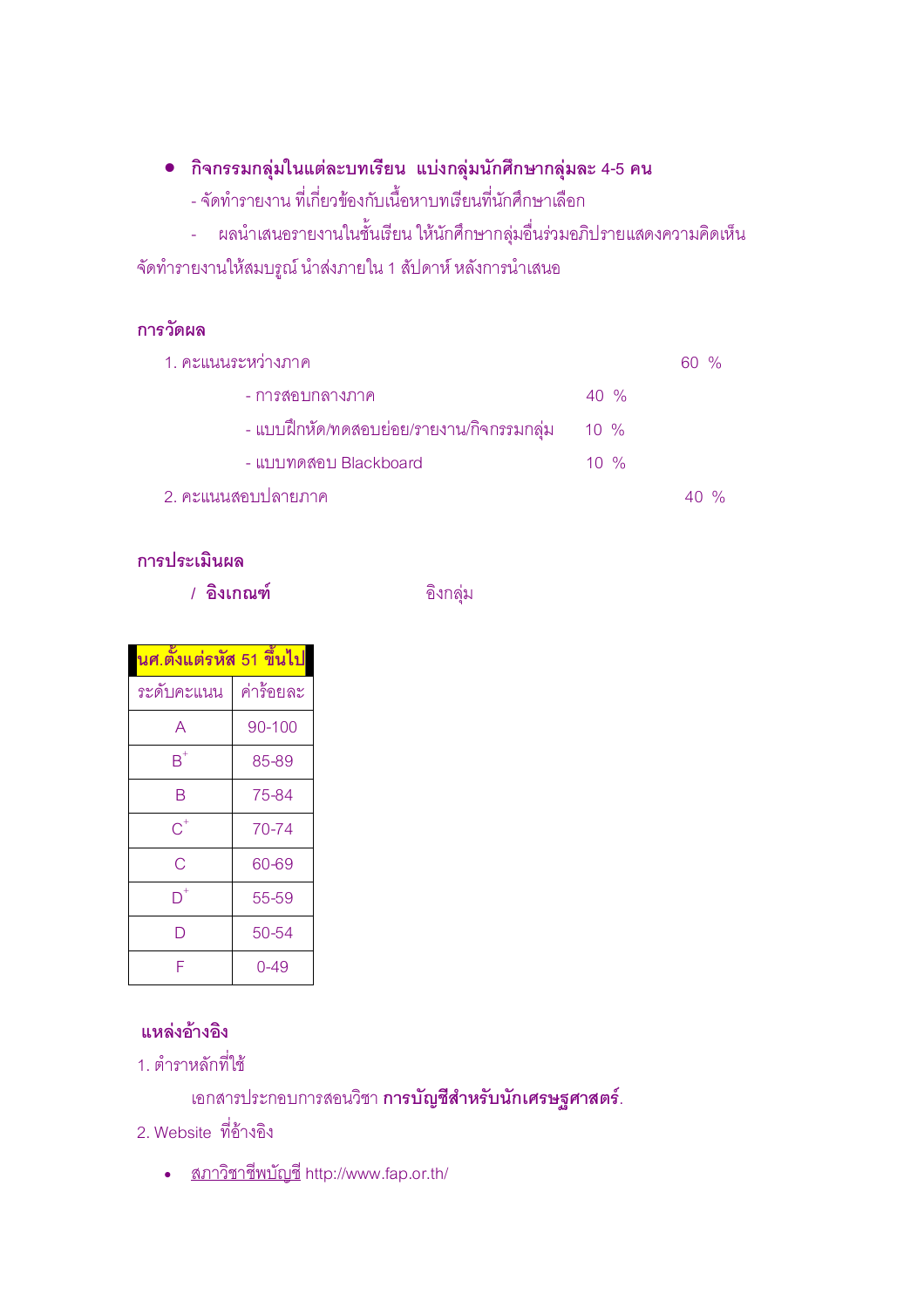- **กิจกรรมกลุ่มในแต่ละบทเรียน แบ่งกลุ่มนักศึกษากลุ่มละ 4-5 คน**
  - จัดทำรายงาน ที่เกี่ยวข้องกับเนื้อหาบทเรียนที่นักศึกษาเลือก
  - ผลนำเสนอรายงานในชั้นเรียน ให้นักศึกษากลุ่มอื่นร่วมอภิปรายแสดงความคิดเห็น

จัดทำรายงานให้สมบรูณ์ นำส่งภายใน 1 สัปดาห์ หลังการนำเสนอ

**การวัดผล**

1. คะแนนระหว่างภาค 60 %
   - การสอบกลางภาค 40 %
   - แบบฝึกหัด/ทดสอบย่อย/รายงาน/กิจกรรมกลุ่ม 10 %
   - แบบทดสอบ Blackboard 10 %
2. คะแนนสอบปลายภาค 40 %

**การประเมินผล**

/ **อิงเกณฑ์** อิงกลุ่ม

| **นศ.ตั้งแต่รหัส 51 ขึ้นไป** | |
|---|---|
| ระดับคะแนน | ค่าร้อยละ |
| A | 90-100 |
| $B^+$ | 85-89 |
| B | 75-84 |
| $C^+$ | 70-74 |
| C | 60-69 |
| $D^+$ | 55-59 |
| D | 50-54 |
| F | 0-49 |

**แหล่งอ้างอิง**

1. ตำราหลักที่ใช้

   เอกสารประกอบการสอนวิชา **การบัญชีสำหรับนักเศรษฐศาสตร์**.

2. Website ที่อ้างอิง

- สภาวิชาชีพบัญชี http://www.fap.or.th/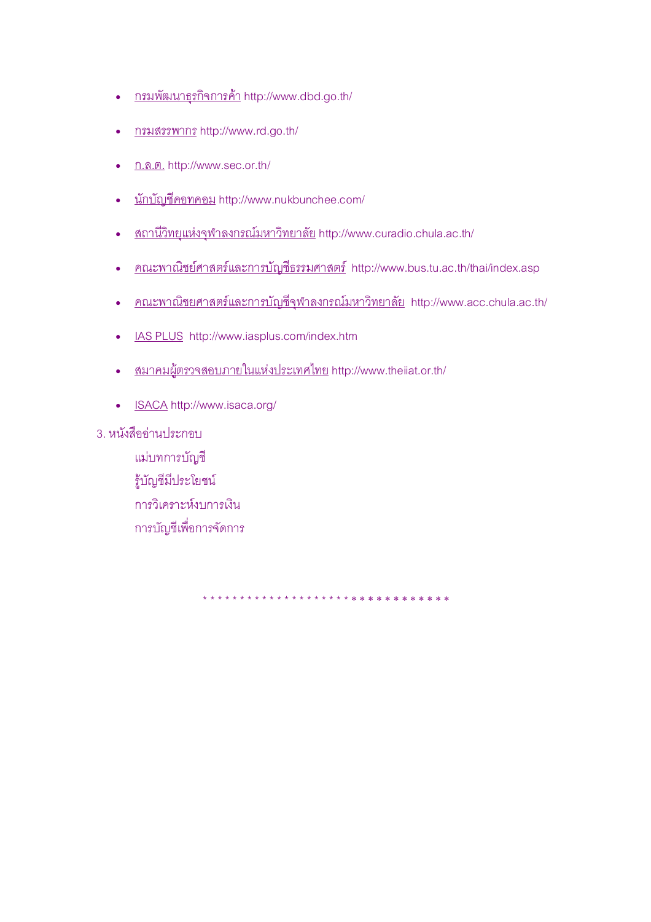- กรมพัฒนาธุรกิจการค้า http://www.dbd.go.th/
- กรมสรรพากร http://www.rd.go.th/
- ก.ล.ต. http://www.sec.or.th/
- นักบัญชีคอทคอม http://www.nukbunchee.com/
- สถานีวิทยุแห่งจุฬาลงกรณ์มหาวิทยาลัย http://www.curadio.chula.ac.th/
- คณะพาณิชย์ศาสตร์และการบัญชีธรรมศาสตร์ http://www.bus.tu.ac.th/thai/index.asp
- คณะพาณิชยศาสตร์และการบัญชีจุฬาลงกรณ์มหาวิทยาลัย http://www.acc.chula.ac.th/
- IAS PLUS http://www.iasplus.com/index.htm
- สมาคมผู้ตรวจสอบภายในแห่งประเทศไทย http://www.theiiat.or.th/
- ISACA http://www.isaca.org/

3. หนังสืออ่านประกอบ

แม่บทการบัญชี

รู้บัญชีมีประโยชน์

การวิเคราะห์งบการเงิน

การบัญชีเพื่อการจัดการ

********************************